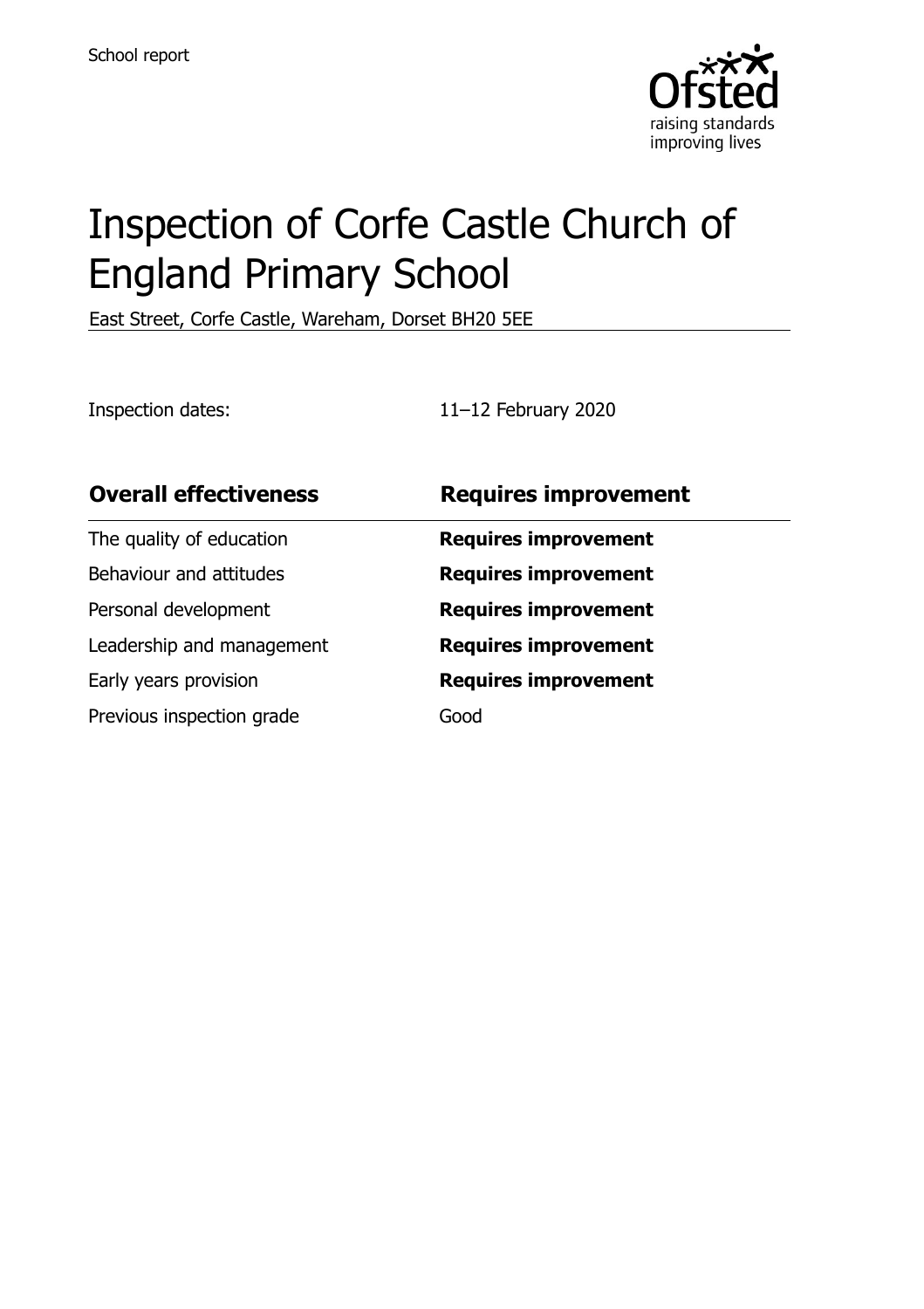School report

# Inspection of Corfe Castle Church of England Primary School

East Street, Corfe Castle, Wareham, Dorset BH20 5EE

Inspection dates: 11–12 February 2020

| **Overall effectiveness** | **Requires improvement** |
|---|---|
| The quality of education | **Requires improvement** |
| Behaviour and attitudes | **Requires improvement** |
| Personal development | **Requires improvement** |
| Leadership and management | **Requires improvement** |
| Early years provision | **Requires improvement** |
| Previous inspection grade | Good |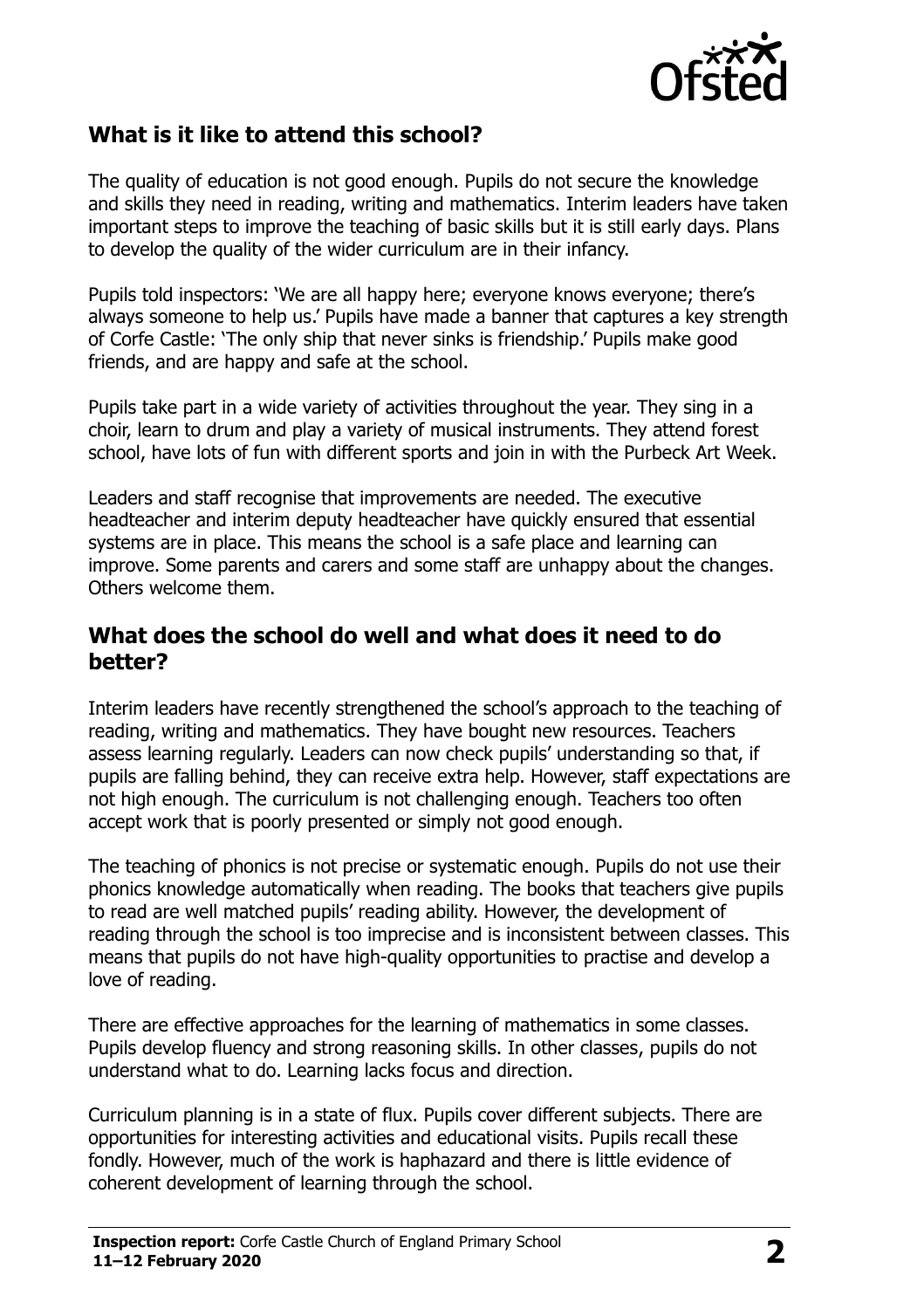## What is it like to attend this school?

The quality of education is not good enough. Pupils do not secure the knowledge and skills they need in reading, writing and mathematics. Interim leaders have taken important steps to improve the teaching of basic skills but it is still early days. Plans to develop the quality of the wider curriculum are in their infancy.

Pupils told inspectors: 'We are all happy here; everyone knows everyone; there's always someone to help us.' Pupils have made a banner that captures a key strength of Corfe Castle: 'The only ship that never sinks is friendship.' Pupils make good friends, and are happy and safe at the school.

Pupils take part in a wide variety of activities throughout the year. They sing in a choir, learn to drum and play a variety of musical instruments. They attend forest school, have lots of fun with different sports and join in with the Purbeck Art Week.

Leaders and staff recognise that improvements are needed. The executive headteacher and interim deputy headteacher have quickly ensured that essential systems are in place. This means the school is a safe place and learning can improve. Some parents and carers and some staff are unhappy about the changes. Others welcome them.

## What does the school do well and what does it need to do better?

Interim leaders have recently strengthened the school's approach to the teaching of reading, writing and mathematics. They have bought new resources. Teachers assess learning regularly. Leaders can now check pupils' understanding so that, if pupils are falling behind, they can receive extra help. However, staff expectations are not high enough. The curriculum is not challenging enough. Teachers too often accept work that is poorly presented or simply not good enough.

The teaching of phonics is not precise or systematic enough. Pupils do not use their phonics knowledge automatically when reading. The books that teachers give pupils to read are well matched pupils' reading ability. However, the development of reading through the school is too imprecise and is inconsistent between classes. This means that pupils do not have high-quality opportunities to practise and develop a love of reading.

There are effective approaches for the learning of mathematics in some classes. Pupils develop fluency and strong reasoning skills. In other classes, pupils do not understand what to do. Learning lacks focus and direction.

Curriculum planning is in a state of flux. Pupils cover different subjects. There are opportunities for interesting activities and educational visits. Pupils recall these fondly. However, much of the work is haphazard and there is little evidence of coherent development of learning through the school.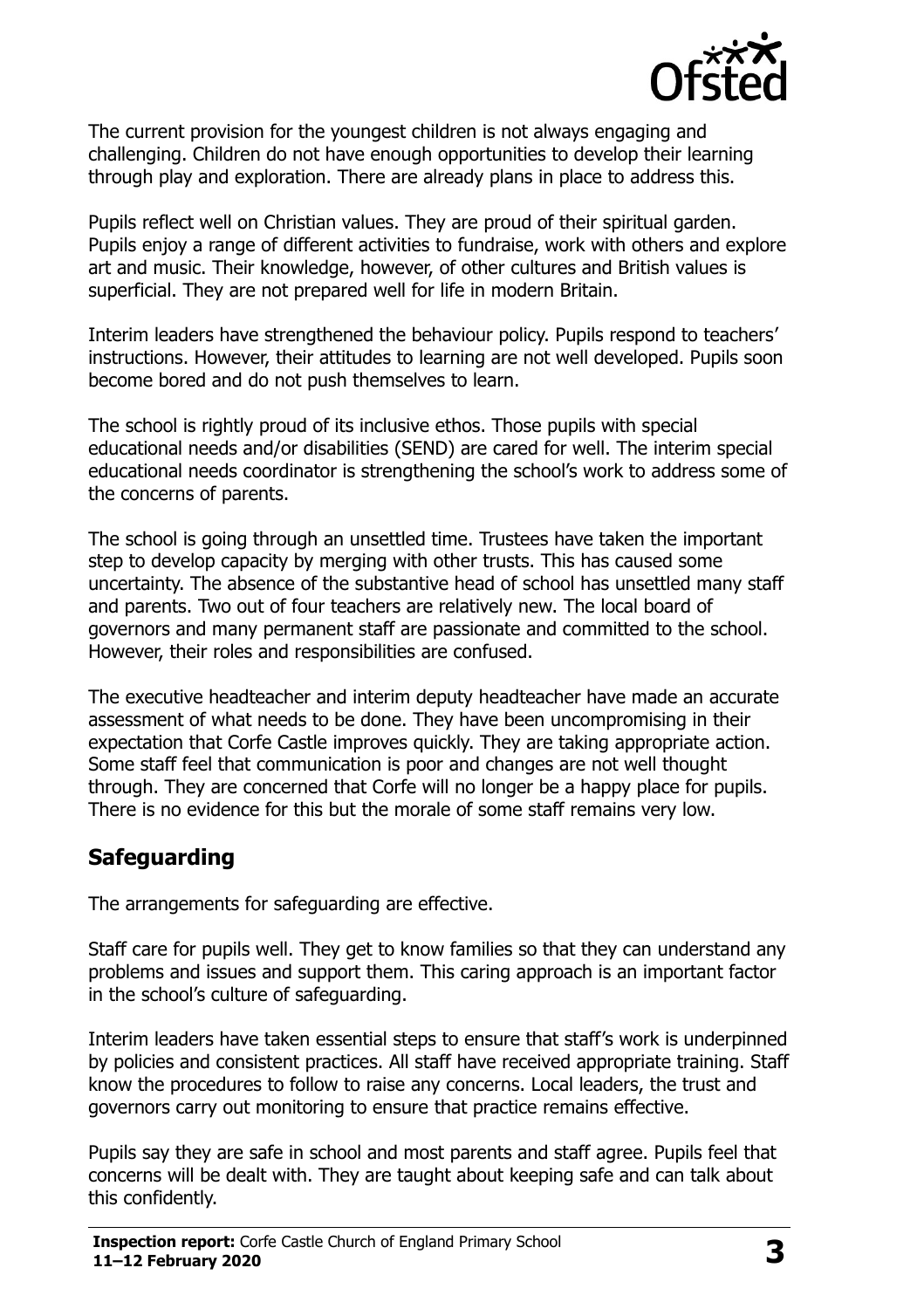The current provision for the youngest children is not always engaging and challenging. Children do not have enough opportunities to develop their learning through play and exploration. There are already plans in place to address this.

Pupils reflect well on Christian values. They are proud of their spiritual garden. Pupils enjoy a range of different activities to fundraise, work with others and explore art and music. Their knowledge, however, of other cultures and British values is superficial. They are not prepared well for life in modern Britain.

Interim leaders have strengthened the behaviour policy. Pupils respond to teachers' instructions. However, their attitudes to learning are not well developed. Pupils soon become bored and do not push themselves to learn.

The school is rightly proud of its inclusive ethos. Those pupils with special educational needs and/or disabilities (SEND) are cared for well. The interim special educational needs coordinator is strengthening the school's work to address some of the concerns of parents.

The school is going through an unsettled time. Trustees have taken the important step to develop capacity by merging with other trusts. This has caused some uncertainty. The absence of the substantive head of school has unsettled many staff and parents. Two out of four teachers are relatively new. The local board of governors and many permanent staff are passionate and committed to the school. However, their roles and responsibilities are confused.

The executive headteacher and interim deputy headteacher have made an accurate assessment of what needs to be done. They have been uncompromising in their expectation that Corfe Castle improves quickly. They are taking appropriate action. Some staff feel that communication is poor and changes are not well thought through. They are concerned that Corfe will no longer be a happy place for pupils. There is no evidence for this but the morale of some staff remains very low.

## Safeguarding

The arrangements for safeguarding are effective.

Staff care for pupils well. They get to know families so that they can understand any problems and issues and support them. This caring approach is an important factor in the school's culture of safeguarding.

Interim leaders have taken essential steps to ensure that staff's work is underpinned by policies and consistent practices. All staff have received appropriate training. Staff know the procedures to follow to raise any concerns. Local leaders, the trust and governors carry out monitoring to ensure that practice remains effective.

Pupils say they are safe in school and most parents and staff agree. Pupils feel that concerns will be dealt with. They are taught about keeping safe and can talk about this confidently.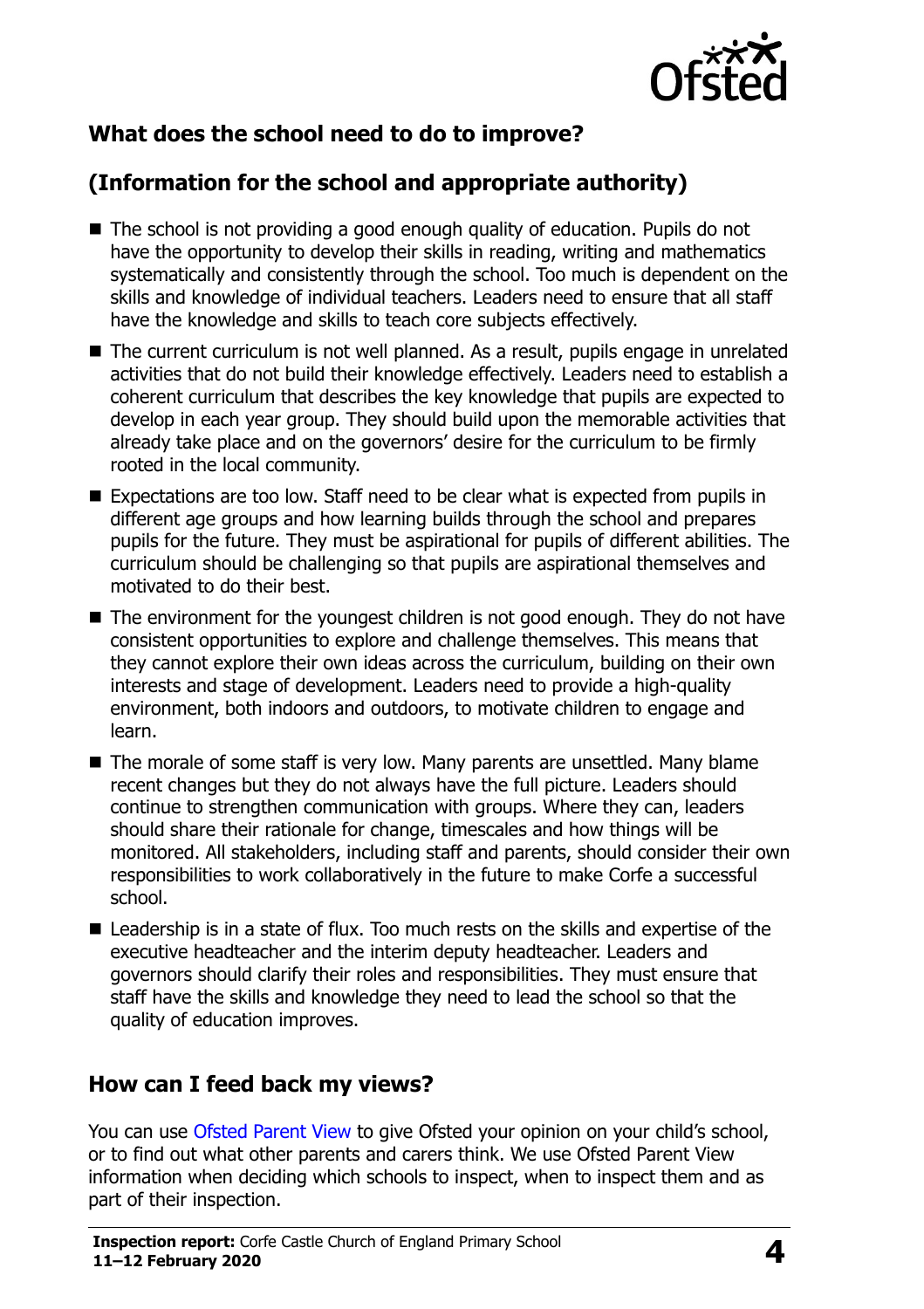## What does the school need to do to improve?

## (Information for the school and appropriate authority)

- The school is not providing a good enough quality of education. Pupils do not have the opportunity to develop their skills in reading, writing and mathematics systematically and consistently through the school. Too much is dependent on the skills and knowledge of individual teachers. Leaders need to ensure that all staff have the knowledge and skills to teach core subjects effectively.
- The current curriculum is not well planned. As a result, pupils engage in unrelated activities that do not build their knowledge effectively. Leaders need to establish a coherent curriculum that describes the key knowledge that pupils are expected to develop in each year group. They should build upon the memorable activities that already take place and on the governors' desire for the curriculum to be firmly rooted in the local community.
- Expectations are too low. Staff need to be clear what is expected from pupils in different age groups and how learning builds through the school and prepares pupils for the future. They must be aspirational for pupils of different abilities. The curriculum should be challenging so that pupils are aspirational themselves and motivated to do their best.
- The environment for the youngest children is not good enough. They do not have consistent opportunities to explore and challenge themselves. This means that they cannot explore their own ideas across the curriculum, building on their own interests and stage of development. Leaders need to provide a high-quality environment, both indoors and outdoors, to motivate children to engage and learn.
- The morale of some staff is very low. Many parents are unsettled. Many blame recent changes but they do not always have the full picture. Leaders should continue to strengthen communication with groups. Where they can, leaders should share their rationale for change, timescales and how things will be monitored. All stakeholders, including staff and parents, should consider their own responsibilities to work collaboratively in the future to make Corfe a successful school.
- Leadership is in a state of flux. Too much rests on the skills and expertise of the executive headteacher and the interim deputy headteacher. Leaders and governors should clarify their roles and responsibilities. They must ensure that staff have the skills and knowledge they need to lead the school so that the quality of education improves.

## How can I feed back my views?

You can use Ofsted Parent View to give Ofsted your opinion on your child's school, or to find out what other parents and carers think. We use Ofsted Parent View information when deciding which schools to inspect, when to inspect them and as part of their inspection.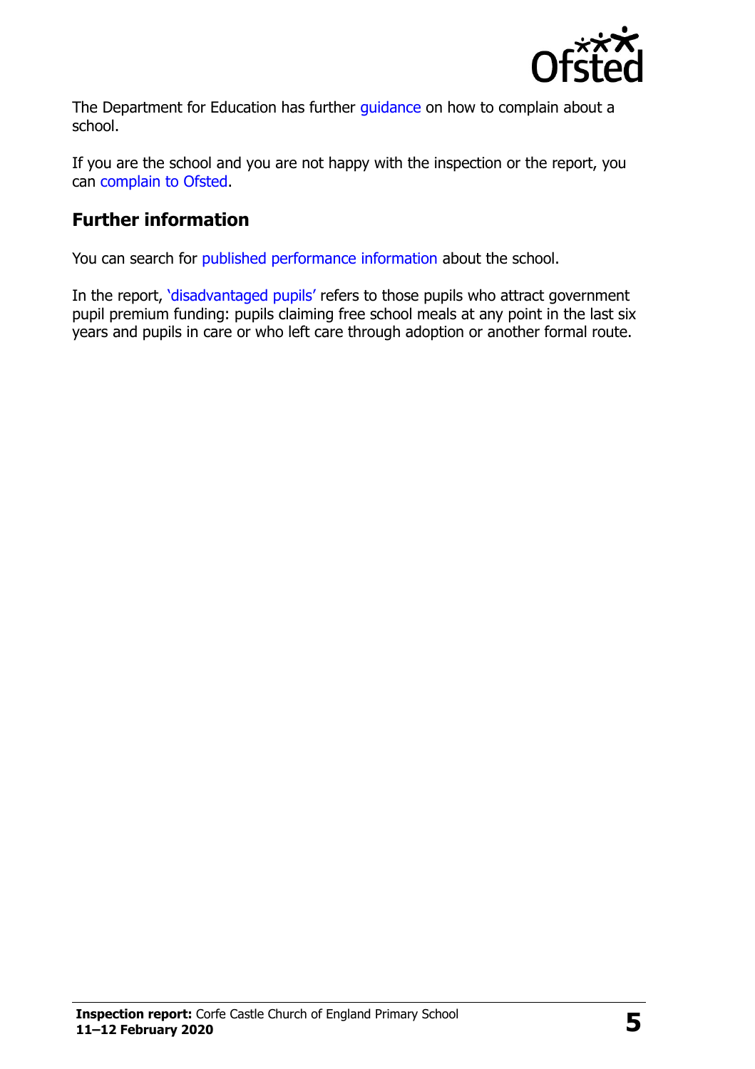The Department for Education has further guidance on how to complain about a school.

If you are the school and you are not happy with the inspection or the report, you can complain to Ofsted.

## Further information

You can search for published performance information about the school.

In the report, 'disadvantaged pupils' refers to those pupils who attract government pupil premium funding: pupils claiming free school meals at any point in the last six years and pupils in care or who left care through adoption or another formal route.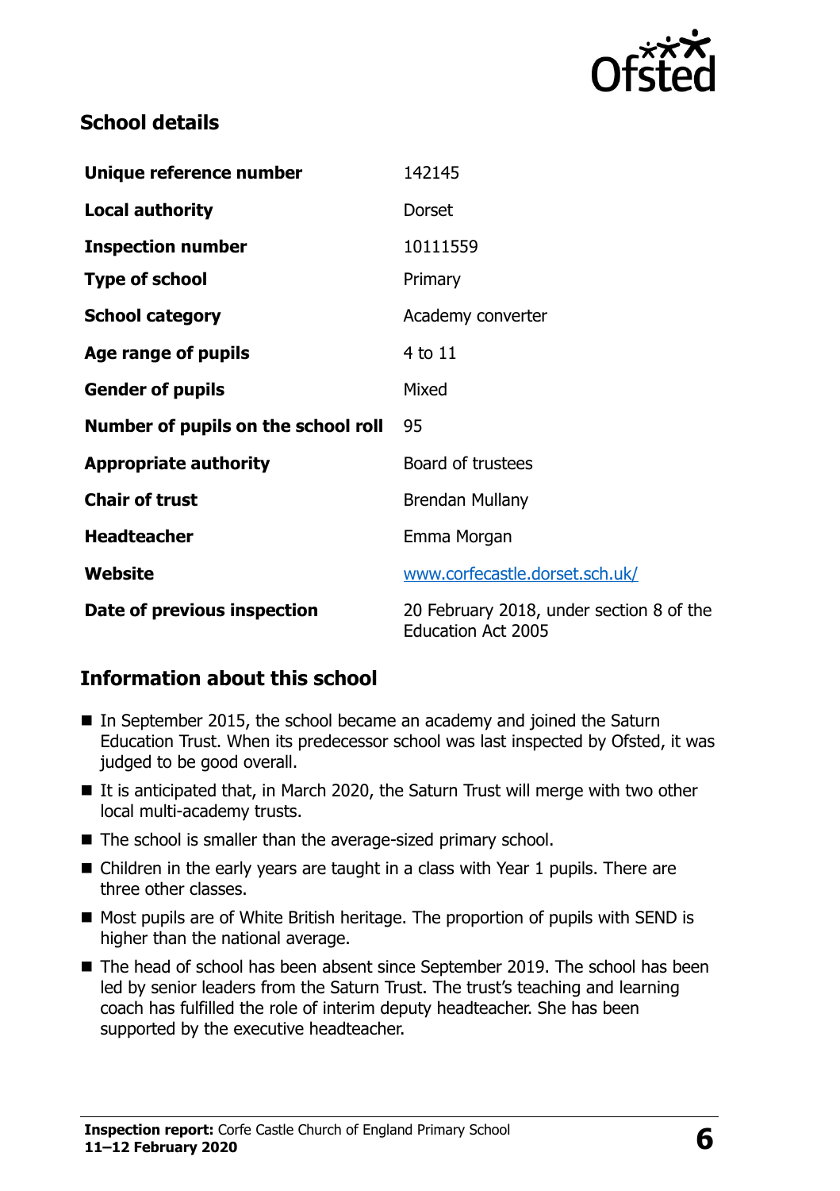## School details

| | |
|---|---|
| **Unique reference number** | 142145 |
| **Local authority** | Dorset |
| **Inspection number** | 10111559 |
| **Type of school** | Primary |
| **School category** | Academy converter |
| **Age range of pupils** | 4 to 11 |
| **Gender of pupils** | Mixed |
| **Number of pupils on the school roll** | 95 |
| **Appropriate authority** | Board of trustees |
| **Chair of trust** | Brendan Mullany |
| **Headteacher** | Emma Morgan |
| **Website** | www.corfecastle.dorset.sch.uk/ |
| **Date of previous inspection** | 20 February 2018, under section 8 of the Education Act 2005 |

## Information about this school

- In September 2015, the school became an academy and joined the Saturn Education Trust. When its predecessor school was last inspected by Ofsted, it was judged to be good overall.
- It is anticipated that, in March 2020, the Saturn Trust will merge with two other local multi-academy trusts.
- The school is smaller than the average-sized primary school.
- Children in the early years are taught in a class with Year 1 pupils. There are three other classes.
- Most pupils are of White British heritage. The proportion of pupils with SEND is higher than the national average.
- The head of school has been absent since September 2019. The school has been led by senior leaders from the Saturn Trust. The trust's teaching and learning coach has fulfilled the role of interim deputy headteacher. She has been supported by the executive headteacher.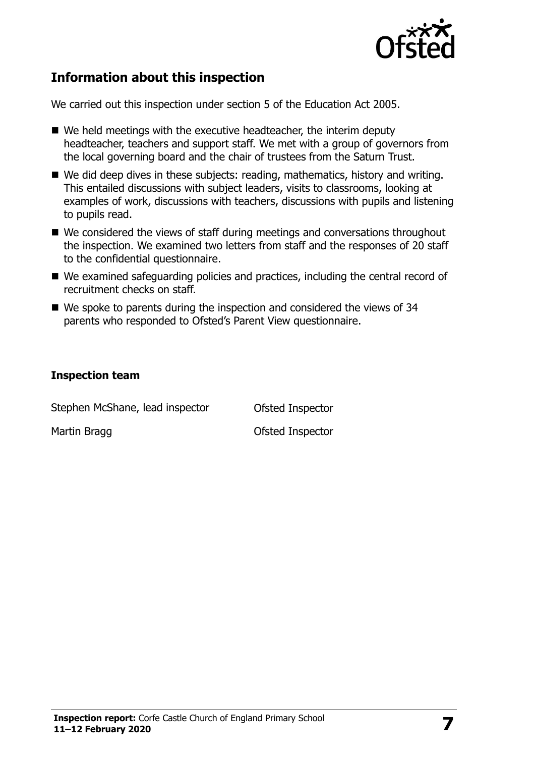## Information about this inspection

We carried out this inspection under section 5 of the Education Act 2005.

- We held meetings with the executive headteacher, the interim deputy headteacher, teachers and support staff. We met with a group of governors from the local governing board and the chair of trustees from the Saturn Trust.
- We did deep dives in these subjects: reading, mathematics, history and writing. This entailed discussions with subject leaders, visits to classrooms, looking at examples of work, discussions with teachers, discussions with pupils and listening to pupils read.
- We considered the views of staff during meetings and conversations throughout the inspection. We examined two letters from staff and the responses of 20 staff to the confidential questionnaire.
- We examined safeguarding policies and practices, including the central record of recruitment checks on staff.
- We spoke to parents during the inspection and considered the views of 34 parents who responded to Ofsted's Parent View questionnaire.

### Inspection team

| | |
|---|---|
| Stephen McShane, lead inspector | Ofsted Inspector |
| Martin Bragg | Ofsted Inspector |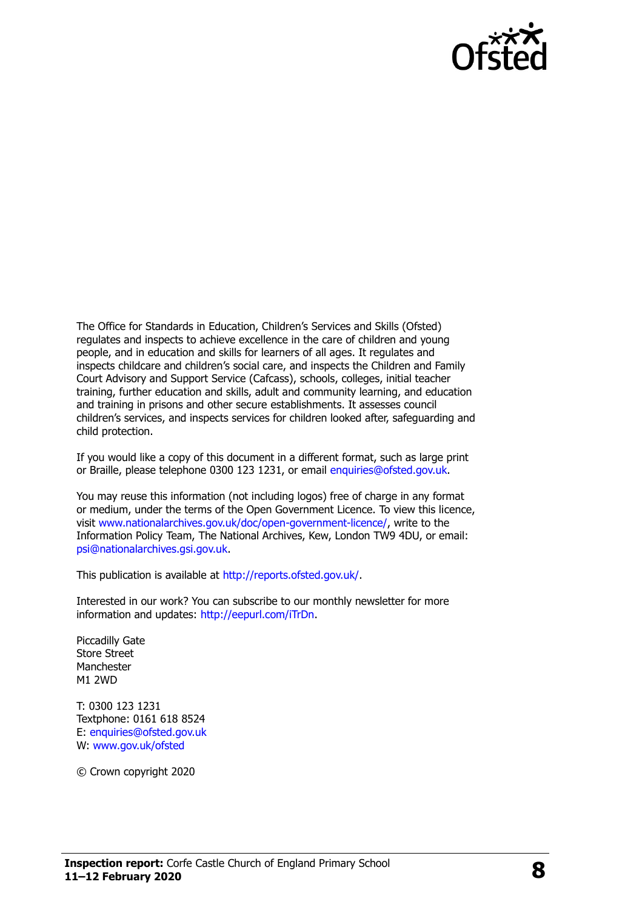The Office for Standards in Education, Children's Services and Skills (Ofsted) regulates and inspects to achieve excellence in the care of children and young people, and in education and skills for learners of all ages. It regulates and inspects childcare and children's social care, and inspects the Children and Family Court Advisory and Support Service (Cafcass), schools, colleges, initial teacher training, further education and skills, adult and community learning, and education and training in prisons and other secure establishments. It assesses council children's services, and inspects services for children looked after, safeguarding and child protection.

If you would like a copy of this document in a different format, such as large print or Braille, please telephone 0300 123 1231, or email enquiries@ofsted.gov.uk.

You may reuse this information (not including logos) free of charge in any format or medium, under the terms of the Open Government Licence. To view this licence, visit www.nationalarchives.gov.uk/doc/open-government-licence/, write to the Information Policy Team, The National Archives, Kew, London TW9 4DU, or email: psi@nationalarchives.gsi.gov.uk.

This publication is available at http://reports.ofsted.gov.uk/.

Interested in our work? You can subscribe to our monthly newsletter for more information and updates: http://eepurl.com/iTrDn.

Piccadilly Gate
Store Street
Manchester
M1 2WD

T: 0300 123 1231
Textphone: 0161 618 8524
E: enquiries@ofsted.gov.uk
W: www.gov.uk/ofsted

© Crown copyright 2020